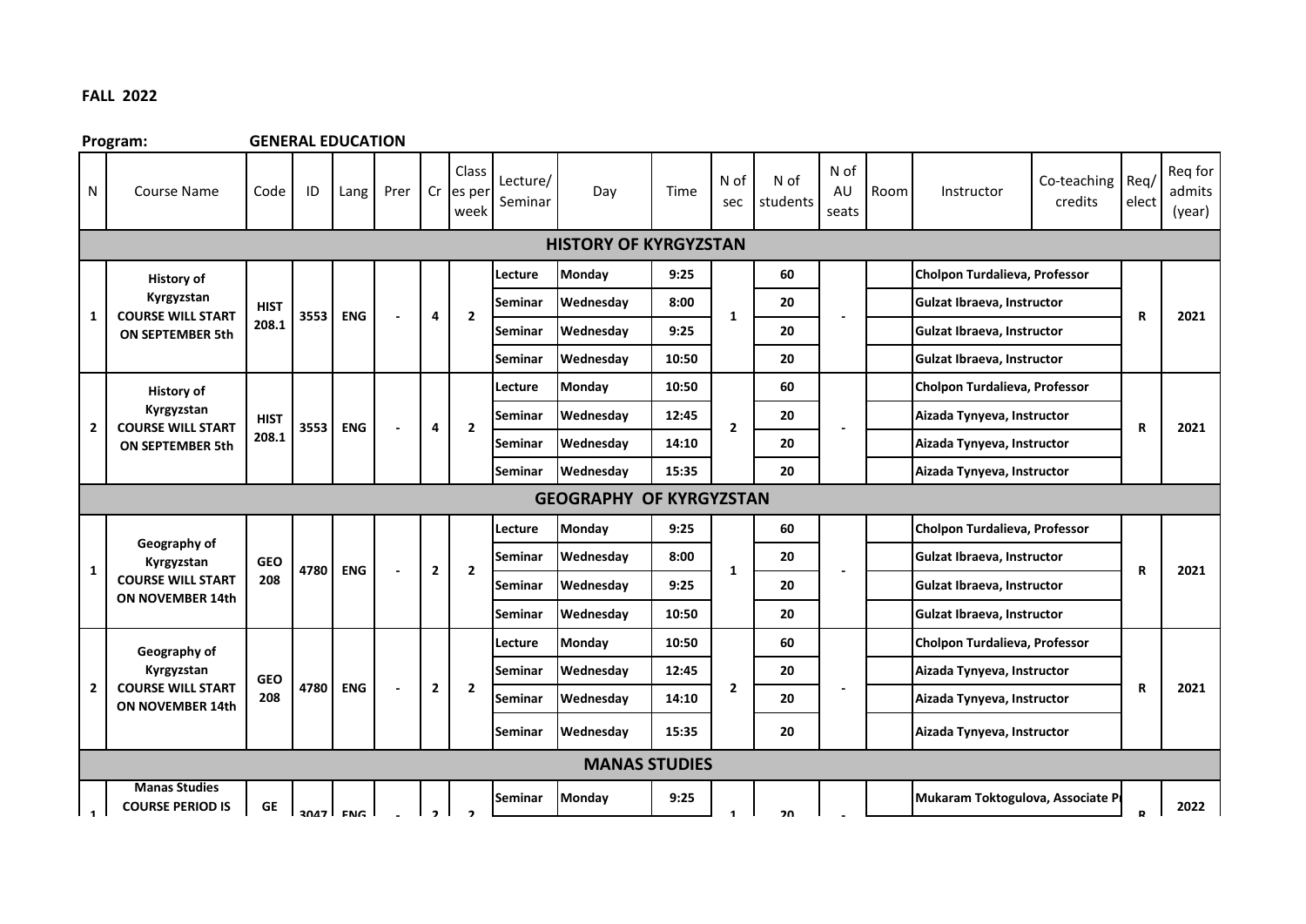**FALL 2022**

**Program:** **GENERAL EDUCATION**

| N | Course Name | Code | ID | Lang | Prer | Cr | Classes per week | Lecture/ Seminar | Day | Time | N of sec | N of students | N of AU seats | Room | Instructor | Co-teaching credits | Req/ elect | Req for admits (year) |
|---|---|---|---|---|---|---|---|---|---|---|---|---|---|---|---|---|---|---|
| **HISTORY OF KYRGYZSTAN** | | | | | | | | | | | | | | | | | | |
| **1** | **History of Kyrgyzstan COURSE WILL START ON SEPTEMBER 5th** | **HIST 208.1** | **3553** | **ENG** | **-** | **4** | **2** | **Lecture** | **Monday** | **9:25** | **1** | **60** | **-** | | **Cholpon Turdalieva, Professor** | | **R** | **2021** |
| | | | | | | | | **Seminar** | **Wednesday** | **8:00** | | **20** | | | **Gulzat Ibraeva, Instructor** | | | |
| | | | | | | | | **Seminar** | **Wednesday** | **9:25** | | **20** | | | **Gulzat Ibraeva, Instructor** | | | |
| | | | | | | | | **Seminar** | **Wednesday** | **10:50** | | **20** | | | **Gulzat Ibraeva, Instructor** | | | |
| **2** | **History of Kyrgyzstan COURSE WILL START ON SEPTEMBER 5th** | **HIST 208.1** | **3553** | **ENG** | **-** | **4** | **2** | **Lecture** | **Monday** | **10:50** | **2** | **60** | **-** | | **Cholpon Turdalieva, Professor** | | **R** | **2021** |
| | | | | | | | | **Seminar** | **Wednesday** | **12:45** | | **20** | | | **Aizada Tynyeva, Instructor** | | | |
| | | | | | | | | **Seminar** | **Wednesday** | **14:10** | | **20** | | | **Aizada Tynyeva, Instructor** | | | |
| | | | | | | | | **Seminar** | **Wednesday** | **15:35** | | **20** | | | **Aizada Tynyeva, Instructor** | | | |
| **GEOGRAPHY OF KYRGYZSTAN** | | | | | | | | | | | | | | | | | | |
| **1** | **Geography of Kyrgyzstan COURSE WILL START ON NOVEMBER 14th** | **GEO 208** | **4780** | **ENG** | **-** | **2** | **2** | **Lecture** | **Monday** | **9:25** | **1** | **60** | **-** | | **Cholpon Turdalieva, Professor** | | **R** | **2021** |
| | | | | | | | | **Seminar** | **Wednesday** | **8:00** | | **20** | | | **Gulzat Ibraeva, Instructor** | | | |
| | | | | | | | | **Seminar** | **Wednesday** | **9:25** | | **20** | | | **Gulzat Ibraeva, Instructor** | | | |
| | | | | | | | | **Seminar** | **Wednesday** | **10:50** | | **20** | | | **Gulzat Ibraeva, Instructor** | | | |
| **2** | **Geography of Kyrgyzstan COURSE WILL START ON NOVEMBER 14th** | **GEO 208** | **4780** | **ENG** | **-** | **2** | **2** | **Lecture** | **Monday** | **10:50** | **2** | **60** | **-** | | **Cholpon Turdalieva, Professor** | | **R** | **2021** |
| | | | | | | | | **Seminar** | **Wednesday** | **12:45** | | **20** | | | **Aizada Tynyeva, Instructor** | | | |
| | | | | | | | | **Seminar** | **Wednesday** | **14:10** | | **20** | | | **Aizada Tynyeva, Instructor** | | | |
| | | | | | | | | **Seminar** | **Wednesday** | **15:35** | | **20** | | | **Aizada Tynyeva, Instructor** | | | |
| **MANAS STUDIES** | | | | | | | | | | | | | | | | | | |
| **1** | **Manas Studies COURSE PERIOD IS** | **GE** | **3047** | **ENG** | **-** | **2** | **2** | **Seminar** | **Monday** | **9:25** | **1** | **20** | **-** | | **Mukaram Toktogulova, Associate P** | | **R** | **2022** |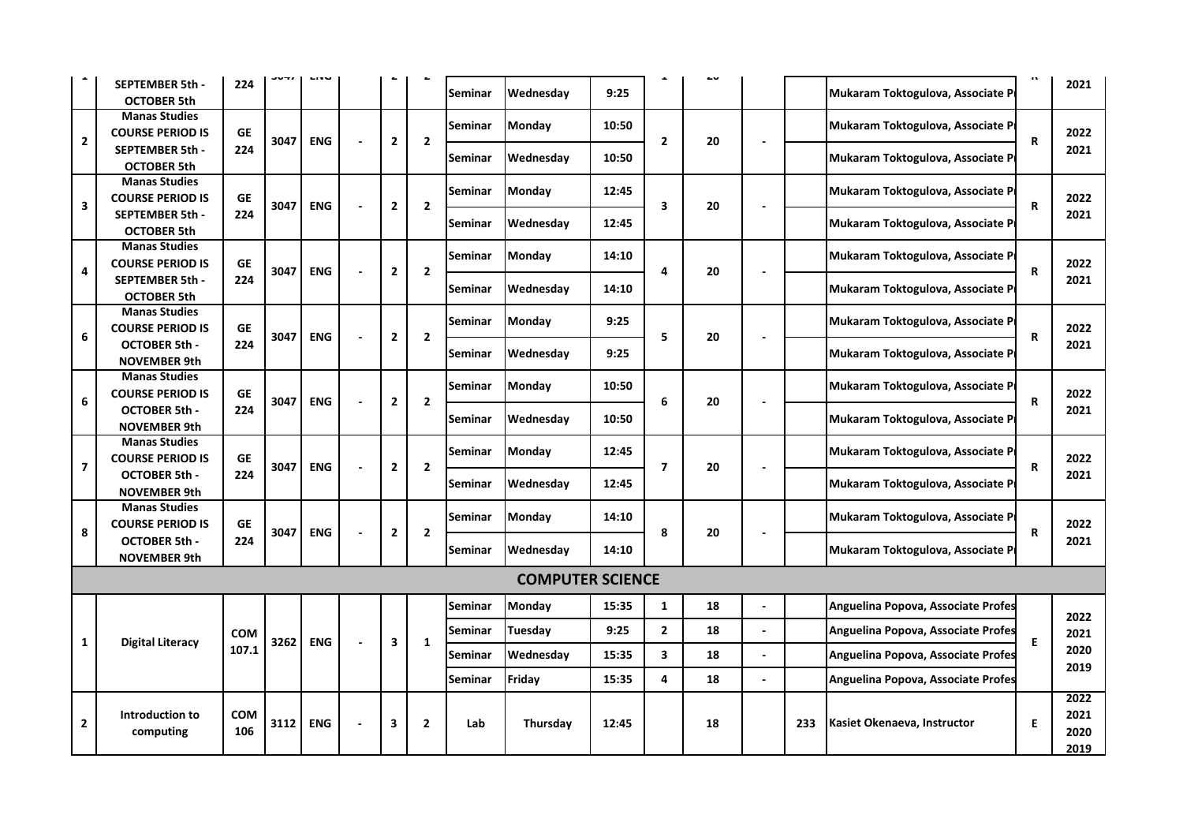| | | | | | | | | | | | | | | | | | |
|---|---|---|---|---|---|---|---|---|---|---|---|---|---|---|---|---|---|
| 1 | SEPTEMBER 5th - OCTOBER 5th | 224 | 3047 | ENG | | 2 | 2 | Seminar | Wednesday | 9:25 | 1 | 20 | | | Mukaram Toktogulova, Associate P | R | 2021 |
| 2 | Manas Studies COURSE PERIOD IS SEPTEMBER 5th - OCTOBER 5th | GE 224 | 3047 | ENG | - | 2 | 2 | Seminar | Monday | 10:50 | 2 | 20 | - | | Mukaram Toktogulova, Associate P | R | 2022 2021 |
| | | | | | | | | Seminar | Wednesday | 10:50 | | | | | Mukaram Toktogulova, Associate P | | |
| 3 | Manas Studies COURSE PERIOD IS SEPTEMBER 5th - OCTOBER 5th | GE 224 | 3047 | ENG | - | 2 | 2 | Seminar | Monday | 12:45 | 3 | 20 | - | | Mukaram Toktogulova, Associate P | R | 2022 2021 |
| | | | | | | | | Seminar | Wednesday | 12:45 | | | | | Mukaram Toktogulova, Associate P | | |
| 4 | Manas Studies COURSE PERIOD IS SEPTEMBER 5th - OCTOBER 5th | GE 224 | 3047 | ENG | - | 2 | 2 | Seminar | Monday | 14:10 | 4 | 20 | - | | Mukaram Toktogulova, Associate P | R | 2022 2021 |
| | | | | | | | | Seminar | Wednesday | 14:10 | | | | | Mukaram Toktogulova, Associate P | | |
| 6 | Manas Studies COURSE PERIOD IS OCTOBER 5th - NOVEMBER 9th | GE 224 | 3047 | ENG | - | 2 | 2 | Seminar | Monday | 9:25 | 5 | 20 | - | | Mukaram Toktogulova, Associate P | R | 2022 2021 |
| | | | | | | | | Seminar | Wednesday | 9:25 | | | | | Mukaram Toktogulova, Associate P | | |
| 6 | Manas Studies COURSE PERIOD IS OCTOBER 5th - NOVEMBER 9th | GE 224 | 3047 | ENG | - | 2 | 2 | Seminar | Monday | 10:50 | 6 | 20 | - | | Mukaram Toktogulova, Associate P | R | 2022 2021 |
| | | | | | | | | Seminar | Wednesday | 10:50 | | | | | Mukaram Toktogulova, Associate P | | |
| 7 | Manas Studies COURSE PERIOD IS OCTOBER 5th - NOVEMBER 9th | GE 224 | 3047 | ENG | - | 2 | 2 | Seminar | Monday | 12:45 | 7 | 20 | - | | Mukaram Toktogulova, Associate P | R | 2022 2021 |
| | | | | | | | | Seminar | Wednesday | 12:45 | | | | | Mukaram Toktogulova, Associate P | | |
| 8 | Manas Studies COURSE PERIOD IS OCTOBER 5th - NOVEMBER 9th | GE 224 | 3047 | ENG | - | 2 | 2 | Seminar | Monday | 14:10 | 8 | 20 | - | | Mukaram Toktogulova, Associate P | R | 2022 2021 |
| | | | | | | | | Seminar | Wednesday | 14:10 | | | | | Mukaram Toktogulova, Associate P | | |
| **COMPUTER SCIENCE** | | | | | | | | | | | | | | | | | |
| 1 | Digital Literacy | COM 107.1 | 3262 | ENG | - | 3 | 1 | Seminar | Monday | 15:35 | 1 | 18 | - | | Anguelina Popova, Associate Profes | E | 2022 2021 2020 2019 |
| | | | | | | | | Seminar | Tuesday | 9:25 | 2 | 18 | - | | Anguelina Popova, Associate Profes | | |
| | | | | | | | | Seminar | Wednesday | 15:35 | 3 | 18 | - | | Anguelina Popova, Associate Profes | | |
| | | | | | | | | Seminar | Friday | 15:35 | 4 | 18 | - | | Anguelina Popova, Associate Profes | | |
| 2 | Introduction to computing | COM 106 | 3112 | ENG | - | 3 | 2 | Lab | Thursday | 12:45 | | 18 | | 233 | Kasiet Okenaeva, Instructor | E | 2022 2021 2020 2019 |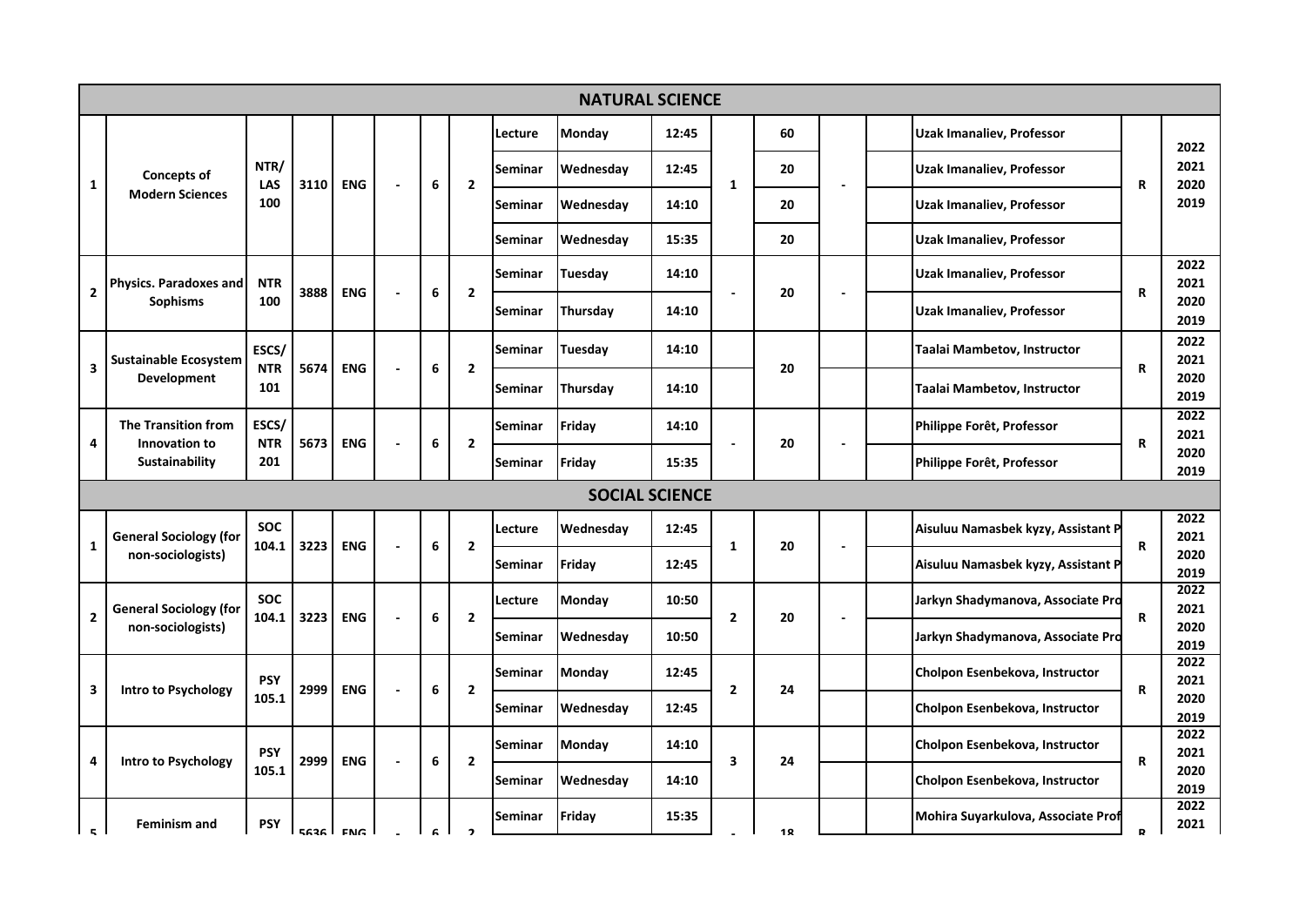| | | | | | | | | | | | | | | | | | |
|---|---|---|---|---|---|---|---|---|---|---|---|---|---|---|---|---|---|
| **NATURAL SCIENCE** | | | | | | | | | | | | | | | | | |
| **1** | **Concepts of Modern Sciences** | **NTR/ LAS 100** | **3110** | **ENG** | **-** | **6** | **2** | **Lecture** | **Monday** | **12:45** | **1** | **60** | **-** | | **Uzak Imanaliev, Professor** | **R** | **2022 2021 2020 2019** |
| | | | | | | | | **Seminar** | **Wednesday** | **12:45** | | **20** | | | **Uzak Imanaliev, Professor** | | |
| | | | | | | | | **Seminar** | **Wednesday** | **14:10** | | **20** | | | **Uzak Imanaliev, Professor** | | |
| | | | | | | | | **Seminar** | **Wednesday** | **15:35** | | **20** | | | **Uzak Imanaliev, Professor** | | |
| **2** | **Physics. Paradoxes and Sophisms** | **NTR 100** | **3888** | **ENG** | **-** | **6** | **2** | **Seminar** | **Tuesday** | **14:10** | **-** | **20** | **-** | | **Uzak Imanaliev, Professor** | **R** | **2022 2021 2020 2019** |
| | | | | | | | | **Seminar** | **Thursday** | **14:10** | | | | | **Uzak Imanaliev, Professor** | | |
| **3** | **Sustainable Ecosystem Development** | **ESCS/ NTR 101** | **5674** | **ENG** | **-** | **6** | **2** | **Seminar** | **Tuesday** | **14:10** | | **20** | | | **Taalai Mambetov, Instructor** | **R** | **2022 2021 2020 2019** |
| | | | | | | | | **Seminar** | **Thursday** | **14:10** | | | | | **Taalai Mambetov, Instructor** | | |
| **4** | **The Transition from Innovation to Sustainability** | **ESCS/ NTR 201** | **5673** | **ENG** | **-** | **6** | **2** | **Seminar** | **Friday** | **14:10** | **-** | **20** | **-** | | **Philippe Forêt, Professor** | **R** | **2022 2021 2020 2019** |
| | | | | | | | | **Seminar** | **Friday** | **15:35** | | | | | **Philippe Forêt, Professor** | | |
| **SOCIAL SCIENCE** | | | | | | | | | | | | | | | | | |
| **1** | **General Sociology (for non-sociologists)** | **SOC 104.1** | **3223** | **ENG** | **-** | **6** | **2** | **Lecture** | **Wednesday** | **12:45** | **1** | **20** | **-** | | **Aisuluu Namasbek kyzy, Assistant P** | **R** | **2022 2021 2020 2019** |
| | | | | | | | | **Seminar** | **Friday** | **12:45** | | | | | **Aisuluu Namasbek kyzy, Assistant P** | | |
| **2** | **General Sociology (for non-sociologists)** | **SOC 104.1** | **3223** | **ENG** | **-** | **6** | **2** | **Lecture** | **Monday** | **10:50** | **2** | **20** | **-** | | **Jarkyn Shadymanova, Associate Pro** | **R** | **2022 2021 2020 2019** |
| | | | | | | | | **Seminar** | **Wednesday** | **10:50** | | | | | **Jarkyn Shadymanova, Associate Pro** | | |
| **3** | **Intro to Psychology** | **PSY 105.1** | **2999** | **ENG** | **-** | **6** | **2** | **Seminar** | **Monday** | **12:45** | **2** | **24** | | | **Cholpon Esenbekova, Instructor** | **R** | **2022 2021 2020 2019** |
| | | | | | | | | **Seminar** | **Wednesday** | **12:45** | | | | | **Cholpon Esenbekova, Instructor** | | |
| **4** | **Intro to Psychology** | **PSY 105.1** | **2999** | **ENG** | **-** | **6** | **2** | **Seminar** | **Monday** | **14:10** | **3** | **24** | | | **Cholpon Esenbekova, Instructor** | **R** | **2022 2021 2020 2019** |
| | | | | | | | | **Seminar** | **Wednesday** | **14:10** | | | | | **Cholpon Esenbekova, Instructor** | | |
| **5** | **Feminism and** | **PSY** | **5636** | **ENG** | **-** | **6** | **2** | **Seminar** | **Friday** | **15:35** | **-** | **18** | | | **Mohira Suyarkulova, Associate Prof** | **R** | **2022 2021** |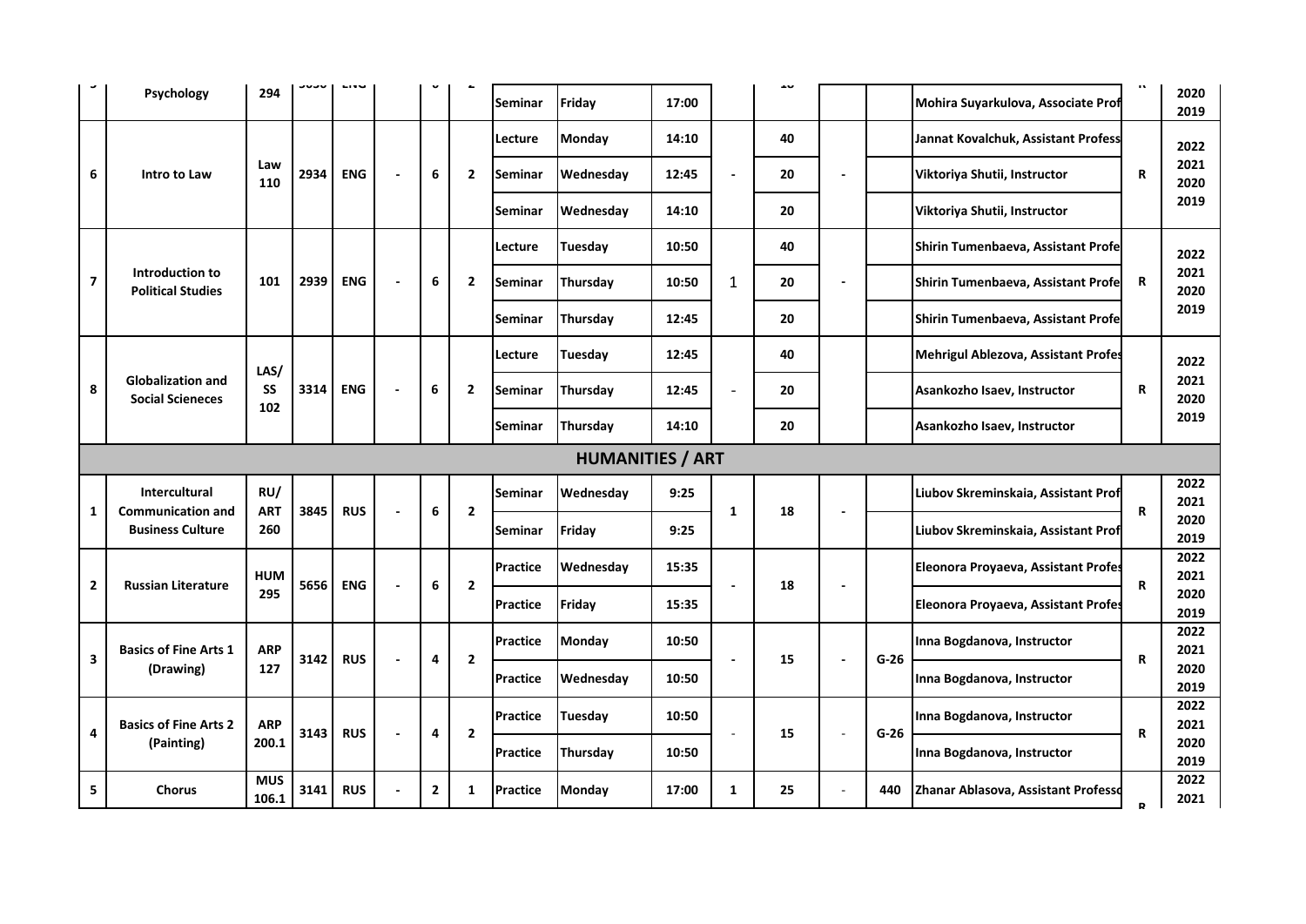| | | | | | | | | | | | | | | | | | |
|---|---|---|---|---|---|---|---|---|---|---|---|---|---|---|---|---|---|
| | Psychology | 294 | | | | | | Seminar | Friday | 17:00 | | | | | Mohira Suyarkulova, Associate Prof | | 2020 2019 |
| 6 | Intro to Law | Law 110 | 2934 | ENG | - | 6 | 2 | Lecture | Monday | 14:10 | - | 40 | - | | Jannat Kovalchuk, Assistant Profess | R | 2022 2021 2020 2019 |
| | | | | | | | | Seminar | Wednesday | 12:45 | | 20 | | | Viktoriya Shutii, Instructor | | |
| | | | | | | | | Seminar | Wednesday | 14:10 | | 20 | | | Viktoriya Shutii, Instructor | | |
| 7 | Introduction to Political Studies | 101 | 2939 | ENG | - | 6 | 2 | Lecture | Tuesday | 10:50 | 1 | 40 | - | | Shirin Tumenbaeva, Assistant Profe | R | 2022 2021 2020 2019 |
| | | | | | | | | Seminar | Thursday | 10:50 | | 20 | | | Shirin Tumenbaeva, Assistant Profe | | |
| | | | | | | | | Seminar | Thursday | 12:45 | | 20 | | | Shirin Tumenbaeva, Assistant Profe | | |
| 8 | Globalization and Social Scieneces | LAS/ SS 102 | 3314 | ENG | - | 6 | 2 | Lecture | Tuesday | 12:45 | - | 40 | | | Mehrigul Ablezova, Assistant Profes | R | 2022 2021 2020 2019 |
| | | | | | | | | Seminar | Thursday | 12:45 | | 20 | | | Asankozho Isaev, Instructor | | |
| | | | | | | | | Seminar | Thursday | 14:10 | | 20 | | | Asankozho Isaev, Instructor | | |
| **HUMANITIES / ART** | | | | | | | | | | | | | | | | | |
| 1 | Intercultural Communication and Business Culture | RU/ ART 260 | 3845 | RUS | - | 6 | 2 | Seminar | Wednesday | 9:25 | 1 | 18 | - | | Liubov Skreminskaia, Assistant Prof | R | 2022 2021 2020 2019 |
| | | | | | | | | Seminar | Friday | 9:25 | | | | | Liubov Skreminskaia, Assistant Prof | | |
| 2 | Russian Literature | HUM 295 | 5656 | ENG | - | 6 | 2 | Practice | Wednesday | 15:35 | - | 18 | - | | Eleonora Proyaeva, Assistant Profes | R | 2022 2021 2020 2019 |
| | | | | | | | | Practice | Friday | 15:35 | | | | | Eleonora Proyaeva, Assistant Profes | | |
| 3 | Basics of Fine Arts 1 (Drawing) | ARP 127 | 3142 | RUS | - | 4 | 2 | Practice | Monday | 10:50 | - | 15 | - | G-26 | Inna Bogdanova, Instructor | R | 2022 2021 2020 2019 |
| | | | | | | | | Practice | Wednesday | 10:50 | | | | | Inna Bogdanova, Instructor | | |
| 4 | Basics of Fine Arts 2 (Painting) | ARP 200.1 | 3143 | RUS | - | 4 | 2 | Practice | Tuesday | 10:50 | - | 15 | - | G-26 | Inna Bogdanova, Instructor | R | 2022 2021 2020 2019 |
| | | | | | | | | Practice | Thursday | 10:50 | | | | | Inna Bogdanova, Instructor | | |
| 5 | Chorus | MUS 106.1 | 3141 | RUS | - | 2 | 1 | Practice | Monday | 17:00 | 1 | 25 | - | 440 | Zhanar Ablasova, Assistant Professo | R | 2022 2021 |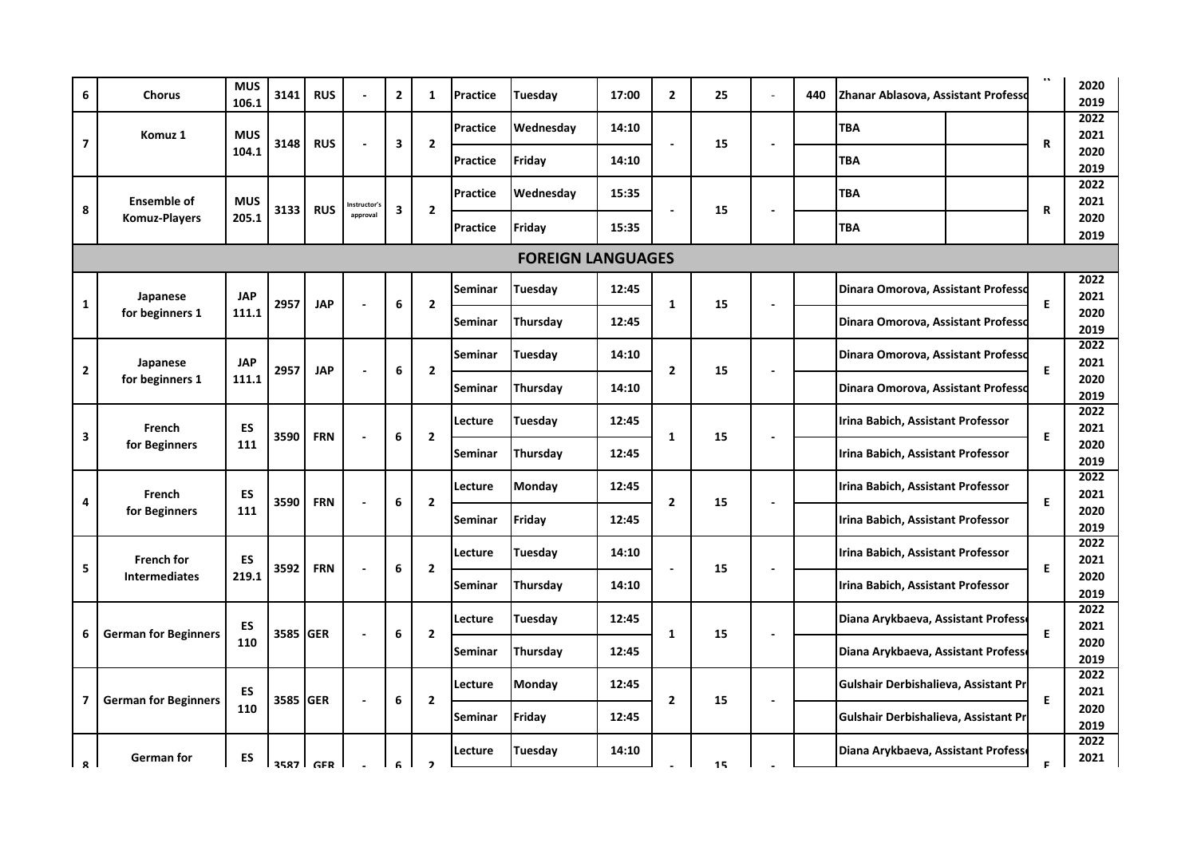| | | | | | | | | | | | | | | | | | |
|---|---|---|---|---|---|---|---|---|---|---|---|---|---|---|---|---|---|
| 6 | Chorus | MUS 106.1 | 3141 | RUS | - | 2 | 1 | Practice | Tuesday | 17:00 | 2 | 25 | - | 440 | Zhanar Ablasova, Assistant Professo | | 2020 2019 |
| 7 | Komuz 1 | MUS 104.1 | 3148 | RUS | - | 3 | 2 | Practice | Wednesday | 14:10 | - | 15 | - | | TBA | R | 2022 2021 2020 2019 |
| | | | | | | | | Practice | Friday | 14:10 | | | | | TBA | | |
| 8 | Ensemble of Komuz-Players | MUS 205.1 | 3133 | RUS | Instructor's approval | 3 | 2 | Practice | Wednesday | 15:35 | - | 15 | - | | TBA | R | 2022 2021 2020 2019 |
| | | | | | | | | Practice | Friday | 15:35 | | | | | TBA | | |
| **FOREIGN LANGUAGES** | | | | | | | | | | | | | | | | | |
| 1 | Japanese for beginners 1 | JAP 111.1 | 2957 | JAP | - | 6 | 2 | Seminar | Tuesday | 12:45 | 1 | 15 | - | | Dinara Omorova, Assistant Professo | E | 2022 2021 2020 2019 |
| | | | | | | | | Seminar | Thursday | 12:45 | | | | | Dinara Omorova, Assistant Professo | | |
| 2 | Japanese for beginners 1 | JAP 111.1 | 2957 | JAP | - | 6 | 2 | Seminar | Tuesday | 14:10 | 2 | 15 | - | | Dinara Omorova, Assistant Professo | E | 2022 2021 2020 2019 |
| | | | | | | | | Seminar | Thursday | 14:10 | | | | | Dinara Omorova, Assistant Professo | | |
| 3 | French for Beginners | ES 111 | 3590 | FRN | - | 6 | 2 | Lecture | Tuesday | 12:45 | 1 | 15 | - | | Irina Babich, Assistant Professor | E | 2022 2021 2020 2019 |
| | | | | | | | | Seminar | Thursday | 12:45 | | | | | Irina Babich, Assistant Professor | | |
| 4 | French for Beginners | ES 111 | 3590 | FRN | - | 6 | 2 | Lecture | Monday | 12:45 | 2 | 15 | - | | Irina Babich, Assistant Professor | E | 2022 2021 2020 2019 |
| | | | | | | | | Seminar | Friday | 12:45 | | | | | Irina Babich, Assistant Professor | | |
| 5 | French for Intermediates | ES 219.1 | 3592 | FRN | - | 6 | 2 | Lecture | Tuesday | 14:10 | - | 15 | - | | Irina Babich, Assistant Professor | E | 2022 2021 2020 2019 |
| | | | | | | | | Seminar | Thursday | 14:10 | | | | | Irina Babich, Assistant Professor | | |
| 6 | German for Beginners | ES 110 | 3585 | GER | - | 6 | 2 | Lecture | Tuesday | 12:45 | 1 | 15 | - | | Diana Arykbaeva, Assistant Professo | E | 2022 2021 2020 2019 |
| | | | | | | | | Seminar | Thursday | 12:45 | | | | | Diana Arykbaeva, Assistant Professo | | |
| 7 | German for Beginners | ES 110 | 3585 | GER | - | 6 | 2 | Lecture | Monday | 12:45 | 2 | 15 | - | | Gulshair Derbishalieva, Assistant Pr | E | 2022 2021 2020 2019 |
| | | | | | | | | Seminar | Friday | 12:45 | | | | | Gulshair Derbishalieva, Assistant Pr | | |
| 8 | German for | ES | 3587 | GER | - | 6 | 2 | Lecture | Tuesday | 14:10 | - | 15 | - | | Diana Arykbaeva, Assistant Professo | E | 2022 2021 |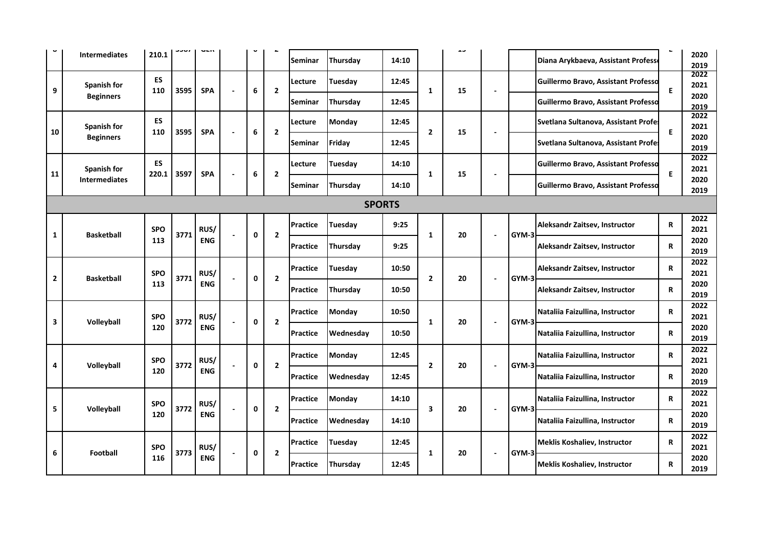| | | | | | | | | | | | | | | | | | |
|---|---|---|---|---|---|---|---|---|---|---|---|---|---|---|---|---|---|
| 8 | Intermediates | 210.1 | 3587 | GER | | 6 | 2 | Seminar | Thursday | 14:10 | | 15 | | | Diana Arykbaeva, Assistant Professo | E | 2020 2019 |
| 9 | Spanish for Beginners | ES 110 | 3595 | SPA | - | 6 | 2 | Lecture | Tuesday | 12:45 | 1 | 15 | - | | Guillermo Bravo, Assistant Professo | E | 2022 2021 |
| | | | | | | | | Seminar | Thursday | 12:45 | | | | | Guillermo Bravo, Assistant Professo | | 2020 2019 |
| 10 | Spanish for Beginners | ES 110 | 3595 | SPA | - | 6 | 2 | Lecture | Monday | 12:45 | 2 | 15 | - | | Svetlana Sultanova, Assistant Profe | E | 2022 2021 |
| | | | | | | | | Seminar | Friday | 12:45 | | | | | Svetlana Sultanova, Assistant Profe | | 2020 2019 |
| 11 | Spanish for Intermediates | ES 220.1 | 3597 | SPA | - | 6 | 2 | Lecture | Tuesday | 14:10 | 1 | 15 | - | | Guillermo Bravo, Assistant Professo | E | 2022 2021 |
| | | | | | | | | Seminar | Thursday | 14:10 | | | | | Guillermo Bravo, Assistant Professo | | 2020 2019 |
| **SPORTS** | | | | | | | | | | | | | | | | | |
| 1 | Basketball | SPO 113 | 3771 | RUS/ ENG | - | 0 | 2 | Practice | Tuesday | 9:25 | 1 | 20 | - | GYM-3 | Aleksandr Zaitsev, Instructor | R | 2022 2021 |
| | | | | | | | | Practice | Thursday | 9:25 | | | | | Aleksandr Zaitsev, Instructor | R | 2020 2019 |
| 2 | Basketball | SPO 113 | 3771 | RUS/ ENG | - | 0 | 2 | Practice | Tuesday | 10:50 | 2 | 20 | - | GYM-3 | Aleksandr Zaitsev, Instructor | R | 2022 2021 |
| | | | | | | | | Practice | Thursday | 10:50 | | | | | Aleksandr Zaitsev, Instructor | R | 2020 2019 |
| 3 | Volleyball | SPO 120 | 3772 | RUS/ ENG | - | 0 | 2 | Practice | Monday | 10:50 | 1 | 20 | - | GYM-3 | Nataliia Faizullina, Instructor | R | 2022 2021 |
| | | | | | | | | Practice | Wednesday | 10:50 | | | | | Nataliia Faizullina, Instructor | R | 2020 2019 |
| 4 | Volleyball | SPO 120 | 3772 | RUS/ ENG | - | 0 | 2 | Practice | Monday | 12:45 | 2 | 20 | - | GYM-3 | Nataliia Faizullina, Instructor | R | 2022 2021 |
| | | | | | | | | Practice | Wednesday | 12:45 | | | | | Nataliia Faizullina, Instructor | R | 2020 2019 |
| 5 | Volleyball | SPO 120 | 3772 | RUS/ ENG | - | 0 | 2 | Practice | Monday | 14:10 | 3 | 20 | - | GYM-3 | Nataliia Faizullina, Instructor | R | 2022 2021 |
| | | | | | | | | Practice | Wednesday | 14:10 | | | | | Nataliia Faizullina, Instructor | R | 2020 2019 |
| 6 | Football | SPO 116 | 3773 | RUS/ ENG | - | 0 | 2 | Practice | Tuesday | 12:45 | 1 | 20 | - | GYM-3 | Meklis Koshaliev, Instructor | R | 2022 2021 |
| | | | | | | | | Practice | Thursday | 12:45 | | | | | Meklis Koshaliev, Instructor | R | 2020 2019 |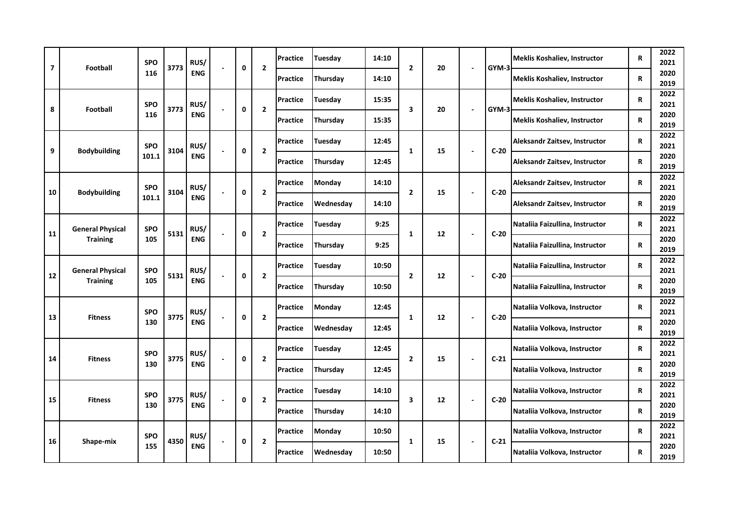| 7 | Football | SPO 116 | 3773 | RUS/ ENG | - | 0 | 2 | Practice | Tuesday | 14:10 | 2 | 20 | - | GYM-3 | Meklis Koshaliev, Instructor | R | 2022 2021 |
|---|---|---|---|---|---|---|---|---|---|---|---|---|---|---|---|---|---|
| | | | | | | | | Practice | Thursday | 14:10 | | | | | Meklis Koshaliev, Instructor | R | 2020 2019 |
| 8 | Football | SPO 116 | 3773 | RUS/ ENG | - | 0 | 2 | Practice | Tuesday | 15:35 | 3 | 20 | - | GYM-3 | Meklis Koshaliev, Instructor | R | 2022 2021 |
| | | | | | | | | Practice | Thursday | 15:35 | | | | | Meklis Koshaliev, Instructor | R | 2020 2019 |
| 9 | Bodybuilding | SPO 101.1 | 3104 | RUS/ ENG | - | 0 | 2 | Practice | Tuesday | 12:45 | 1 | 15 | - | C-20 | Aleksandr Zaitsev, Instructor | R | 2022 2021 |
| | | | | | | | | Practice | Thursday | 12:45 | | | | | Aleksandr Zaitsev, Instructor | R | 2020 2019 |
| 10 | Bodybuilding | SPO 101.1 | 3104 | RUS/ ENG | - | 0 | 2 | Practice | Monday | 14:10 | 2 | 15 | - | C-20 | Aleksandr Zaitsev, Instructor | R | 2022 2021 |
| | | | | | | | | Practice | Wednesday | 14:10 | | | | | Aleksandr Zaitsev, Instructor | R | 2020 2019 |
| 11 | General Physical Training | SPO 105 | 5131 | RUS/ ENG | - | 0 | 2 | Practice | Tuesday | 9:25 | 1 | 12 | - | C-20 | Nataliia Faizullina, Instructor | R | 2022 2021 |
| | | | | | | | | Practice | Thursday | 9:25 | | | | | Nataliia Faizullina, Instructor | R | 2020 2019 |
| 12 | General Physical Training | SPO 105 | 5131 | RUS/ ENG | - | 0 | 2 | Practice | Tuesday | 10:50 | 2 | 12 | - | C-20 | Nataliia Faizullina, Instructor | R | 2022 2021 |
| | | | | | | | | Practice | Thursday | 10:50 | | | | | Nataliia Faizullina, Instructor | R | 2020 2019 |
| 13 | Fitness | SPO 130 | 3775 | RUS/ ENG | - | 0 | 2 | Practice | Monday | 12:45 | 1 | 12 | - | C-20 | Nataliia Volkova, Instructor | R | 2022 2021 |
| | | | | | | | | Practice | Wednesday | 12:45 | | | | | Nataliia Volkova, Instructor | R | 2020 2019 |
| 14 | Fitness | SPO 130 | 3775 | RUS/ ENG | - | 0 | 2 | Practice | Tuesday | 12:45 | 2 | 15 | - | C-21 | Nataliia Volkova, Instructor | R | 2022 2021 |
| | | | | | | | | Practice | Thursday | 12:45 | | | | | Nataliia Volkova, Instructor | R | 2020 2019 |
| 15 | Fitness | SPO 130 | 3775 | RUS/ ENG | - | 0 | 2 | Practice | Tuesday | 14:10 | 3 | 12 | - | C-20 | Nataliia Volkova, Instructor | R | 2022 2021 |
| | | | | | | | | Practice | Thursday | 14:10 | | | | | Nataliia Volkova, Instructor | R | 2020 2019 |
| 16 | Shape-mix | SPO 155 | 4350 | RUS/ ENG | - | 0 | 2 | Practice | Monday | 10:50 | 1 | 15 | - | C-21 | Nataliia Volkova, Instructor | R | 2022 2021 |
| | | | | | | | | Practice | Wednesday | 10:50 | | | | | Nataliia Volkova, Instructor | R | 2020 2019 |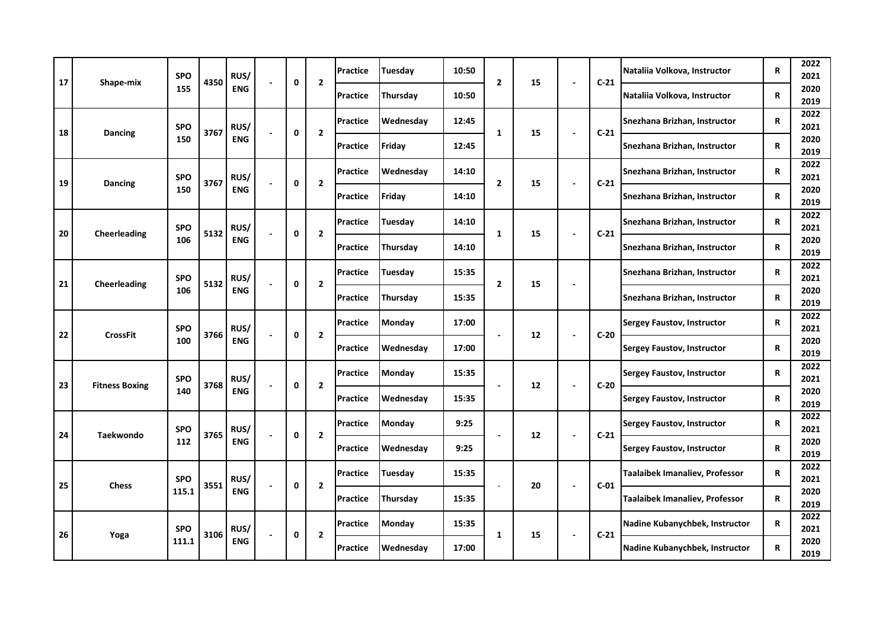| 17 | Shape-mix | SPO 155 | 4350 | RUS/ ENG | - | 0 | 2 | Practice | Tuesday | 10:50 | 2 | 15 | - | C-21 | Nataliia Volkova, Instructor | R | 2022 2021 2020 2019 |
|---|---|---|---|---|---|---|---|---|---|---|---|---|---|---|---|---|---|
| | | | | | | | | Practice | Thursday | 10:50 | | | | | Nataliia Volkova, Instructor | R | |
| 18 | Dancing | SPO 150 | 3767 | RUS/ ENG | - | 0 | 2 | Practice | Wednesday | 12:45 | 1 | 15 | - | C-21 | Snezhana Brizhan, Instructor | R | 2022 2021 2020 2019 |
| | | | | | | | | Practice | Friday | 12:45 | | | | | Snezhana Brizhan, Instructor | R | |
| 19 | Dancing | SPO 150 | 3767 | RUS/ ENG | - | 0 | 2 | Practice | Wednesday | 14:10 | 2 | 15 | - | C-21 | Snezhana Brizhan, Instructor | R | 2022 2021 2020 2019 |
| | | | | | | | | Practice | Friday | 14:10 | | | | | Snezhana Brizhan, Instructor | R | |
| 20 | Cheerleading | SPO 106 | 5132 | RUS/ ENG | - | 0 | 2 | Practice | Tuesday | 14:10 | 1 | 15 | - | C-21 | Snezhana Brizhan, Instructor | R | 2022 2021 2020 2019 |
| | | | | | | | | Practice | Thursday | 14:10 | | | | | Snezhana Brizhan, Instructor | R | |
| 21 | Cheerleading | SPO 106 | 5132 | RUS/ ENG | - | 0 | 2 | Practice | Tuesday | 15:35 | 2 | 15 | - | | Snezhana Brizhan, Instructor | R | 2022 2021 2020 2019 |
| | | | | | | | | Practice | Thursday | 15:35 | | | | | Snezhana Brizhan, Instructor | R | |
| 22 | CrossFit | SPO 100 | 3766 | RUS/ ENG | - | 0 | 2 | Practice | Monday | 17:00 | - | 12 | - | C-20 | Sergey Faustov, Instructor | R | 2022 2021 2020 2019 |
| | | | | | | | | Practice | Wednesday | 17:00 | | | | | Sergey Faustov, Instructor | R | |
| 23 | Fitness Boxing | SPO 140 | 3768 | RUS/ ENG | - | 0 | 2 | Practice | Monday | 15:35 | - | 12 | - | C-20 | Sergey Faustov, Instructor | R | 2022 2021 2020 2019 |
| | | | | | | | | Practice | Wednesday | 15:35 | | | | | Sergey Faustov, Instructor | R | |
| 24 | Taekwondo | SPO 112 | 3765 | RUS/ ENG | - | 0 | 2 | Practice | Monday | 9:25 | - | 12 | - | C-21 | Sergey Faustov, Instructor | R | 2022 2021 2020 2019 |
| | | | | | | | | Practice | Wednesday | 9:25 | | | | | Sergey Faustov, Instructor | R | |
| 25 | Chess | SPO 115.1 | 3551 | RUS/ ENG | - | 0 | 2 | Practice | Tuesday | 15:35 | - | 20 | - | C-01 | Taalaibek Imanaliev, Professor | R | 2022 2021 2020 2019 |
| | | | | | | | | Practice | Thursday | 15:35 | | | | | Taalaibek Imanaliev, Professor | R | |
| 26 | Yoga | SPO 111.1 | 3106 | RUS/ ENG | - | 0 | 2 | Practice | Monday | 15:35 | 1 | 15 | - | C-21 | Nadine Kubanychbek, Instructor | R | 2022 2021 2020 2019 |
| | | | | | | | | Practice | Wednesday | 17:00 | | | | | Nadine Kubanychbek, Instructor | R | |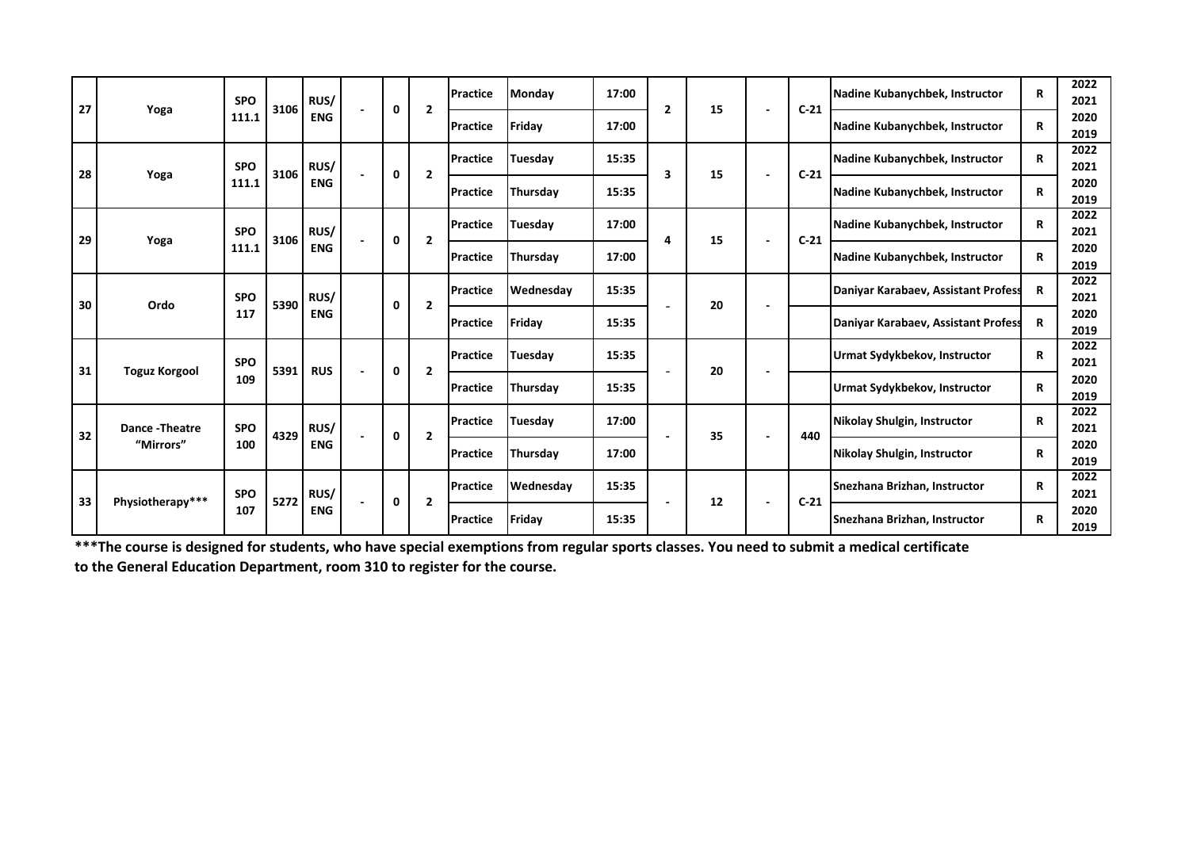| | | | | | | | | | | | | | | | | | |
|---|---|---|---|---|---|---|---|---|---|---|---|---|---|---|---|---|---|
| 27 | Yoga | SPO 111.1 | 3106 | RUS/ ENG | - | 0 | 2 | Practice | Monday | 17:00 | 2 | 15 | - | C-21 | Nadine Kubanychbek, Instructor | R | 2022 2021 |
| | | | | | | | | Practice | Friday | 17:00 | | | | | Nadine Kubanychbek, Instructor | R | 2020 2019 |
| 28 | Yoga | SPO 111.1 | 3106 | RUS/ ENG | - | 0 | 2 | Practice | Tuesday | 15:35 | 3 | 15 | - | C-21 | Nadine Kubanychbek, Instructor | R | 2022 2021 |
| | | | | | | | | Practice | Thursday | 15:35 | | | | | Nadine Kubanychbek, Instructor | R | 2020 2019 |
| 29 | Yoga | SPO 111.1 | 3106 | RUS/ ENG | - | 0 | 2 | Practice | Tuesday | 17:00 | 4 | 15 | - | C-21 | Nadine Kubanychbek, Instructor | R | 2022 2021 |
| | | | | | | | | Practice | Thursday | 17:00 | | | | | Nadine Kubanychbek, Instructor | R | 2020 2019 |
| 30 | Ordo | SPO 117 | 5390 | RUS/ ENG | | 0 | 2 | Practice | Wednesday | 15:35 | - | 20 | - | | Daniyar Karabaev, Assistant Profess | R | 2022 2021 |
| | | | | | | | | Practice | Friday | 15:35 | | | | | Daniyar Karabaev, Assistant Profess | R | 2020 2019 |
| 31 | Toguz Korgool | SPO 109 | 5391 | RUS | - | 0 | 2 | Practice | Tuesday | 15:35 | - | 20 | - | | Urmat Sydykbekov, Instructor | R | 2022 2021 |
| | | | | | | | | Practice | Thursday | 15:35 | | | | | Urmat Sydykbekov, Instructor | R | 2020 2019 |
| 32 | Dance -Theatre "Mirrors" | SPO 100 | 4329 | RUS/ ENG | - | 0 | 2 | Practice | Tuesday | 17:00 | - | 35 | - | 440 | Nikolay Shulgin, Instructor | R | 2022 2021 |
| | | | | | | | | Practice | Thursday | 17:00 | | | | | Nikolay Shulgin, Instructor | R | 2020 2019 |
| 33 | Physiotherapy*** | SPO 107 | 5272 | RUS/ ENG | - | 0 | 2 | Practice | Wednesday | 15:35 | - | 12 | - | C-21 | Snezhana Brizhan, Instructor | R | 2022 2021 |
| | | | | | | | | Practice | Friday | 15:35 | | | | | Snezhana Brizhan, Instructor | R | 2020 2019 |

**\*\*\*The course is designed for students, who have special exemptions from regular sports classes. You need to submit a medical certificate to the General Education Department, room 310 to register for the course.**